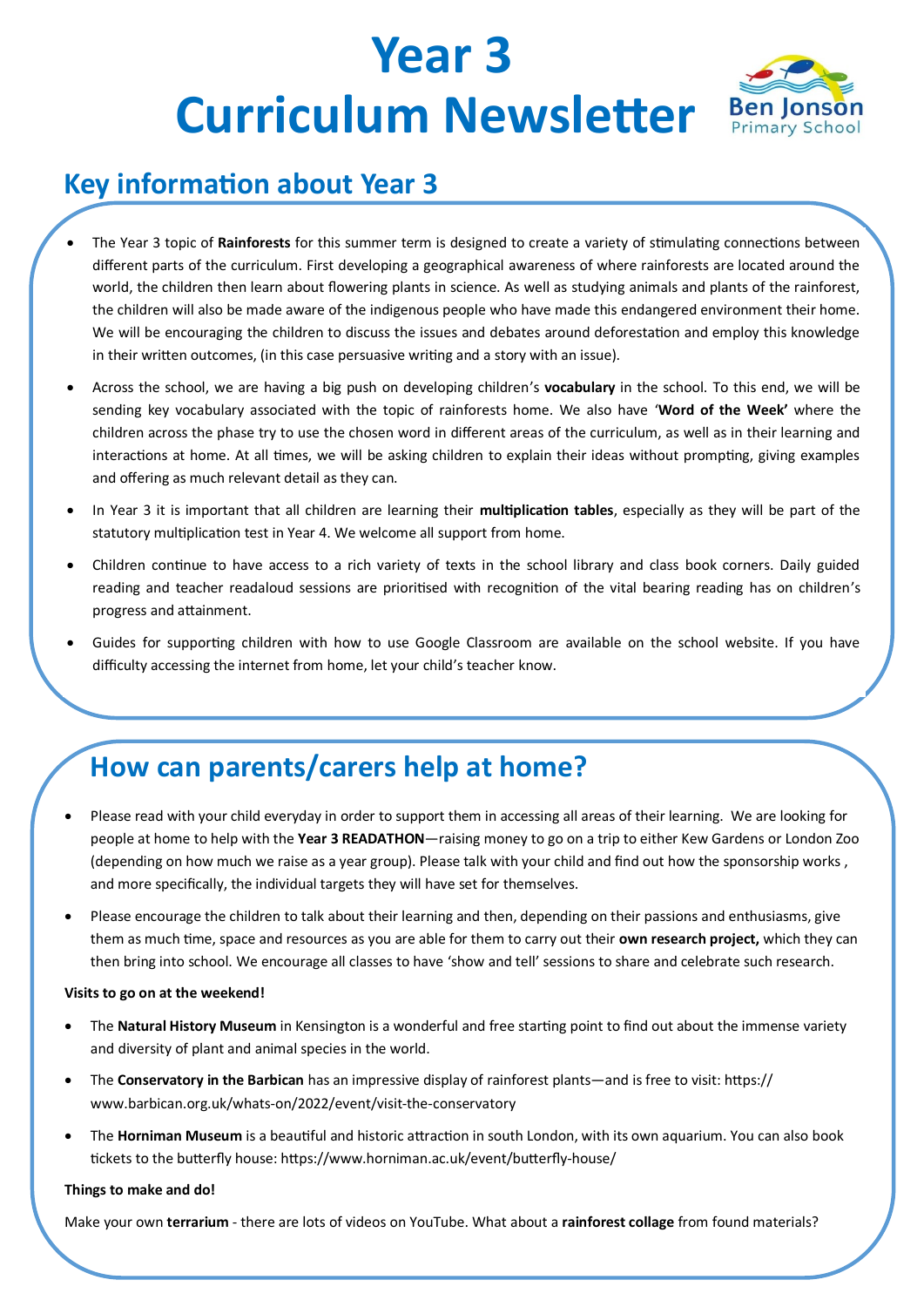# Year 3 Curriculum Newsletter

Ben Jonson Primary School

## Key information about Year 3

- The Year 3 topic of **Rainforests** for this summer term is designed to create a variety of stimulating connections between different parts of the curriculum. First developing a geographical awareness of where rainforests are located around the world, the children then learn about flowering plants in science. As well as studying animals and plants of the rainforest, the children will also be made aware of the indigenous people who have made this endangered environment their home. We will be encouraging the children to discuss the issues and debates around deforestation and employ this knowledge in their written outcomes, (in this case persuasive writing and a story with an issue).
- Across the school, we are having a big push on developing children's **vocabulary** in the school. To this end, we will be sending key vocabulary associated with the topic of rainforests home. We also have '**Word of the Week'** where the children across the phase try to use the chosen word in different areas of the curriculum, as well as in their learning and interactions at home. At all times, we will be asking children to explain their ideas without prompting, giving examples and offering as much relevant detail as they can.
- In Year 3 it is important that all children are learning their **multiplication tables**, especially as they will be part of the statutory multiplication test in Year 4. We welcome all support from home.
- Children continue to have access to a rich variety of texts in the school library and class book corners. Daily guided reading and teacher readaloud sessions are prioritised with recognition of the vital bearing reading has on children's progress and attainment.
- Guides for supporting children with how to use Google Classroom are available on the school website. If you have difficulty accessing the internet from home, let your child's teacher know.

## How can parents/carers help at home?

- Please read with your child everyday in order to support them in accessing all areas of their learning. We are looking for people at home to help with the **Year 3 READATHON**—raising money to go on a trip to either Kew Gardens or London Zoo (depending on how much we raise as a year group). Please talk with your child and find out how the sponsorship works , and more specifically, the individual targets they will have set for themselves.
- Please encourage the children to talk about their learning and then, depending on their passions and enthusiasms, give them as much time, space and resources as you are able for them to carry out their **own research project,** which they can then bring into school. We encourage all classes to have 'show and tell' sessions to share and celebrate such research.

**Visits to go on at the weekend!**

- The **Natural History Museum** in Kensington is a wonderful and free starting point to find out about the immense variety and diversity of plant and animal species in the world.
- The **Conservatory in the Barbican** has an impressive display of rainforest plants—and is free to visit: https://www.barbican.org.uk/whats-on/2022/event/visit-the-conservatory
- The **Horniman Museum** is a beautiful and historic attraction in south London, with its own aquarium. You can also book tickets to the butterfly house: https://www.horniman.ac.uk/event/butterfly-house/

**Things to make and do!**

Make your own **terrarium** - there are lots of videos on YouTube. What about a **rainforest collage** from found materials?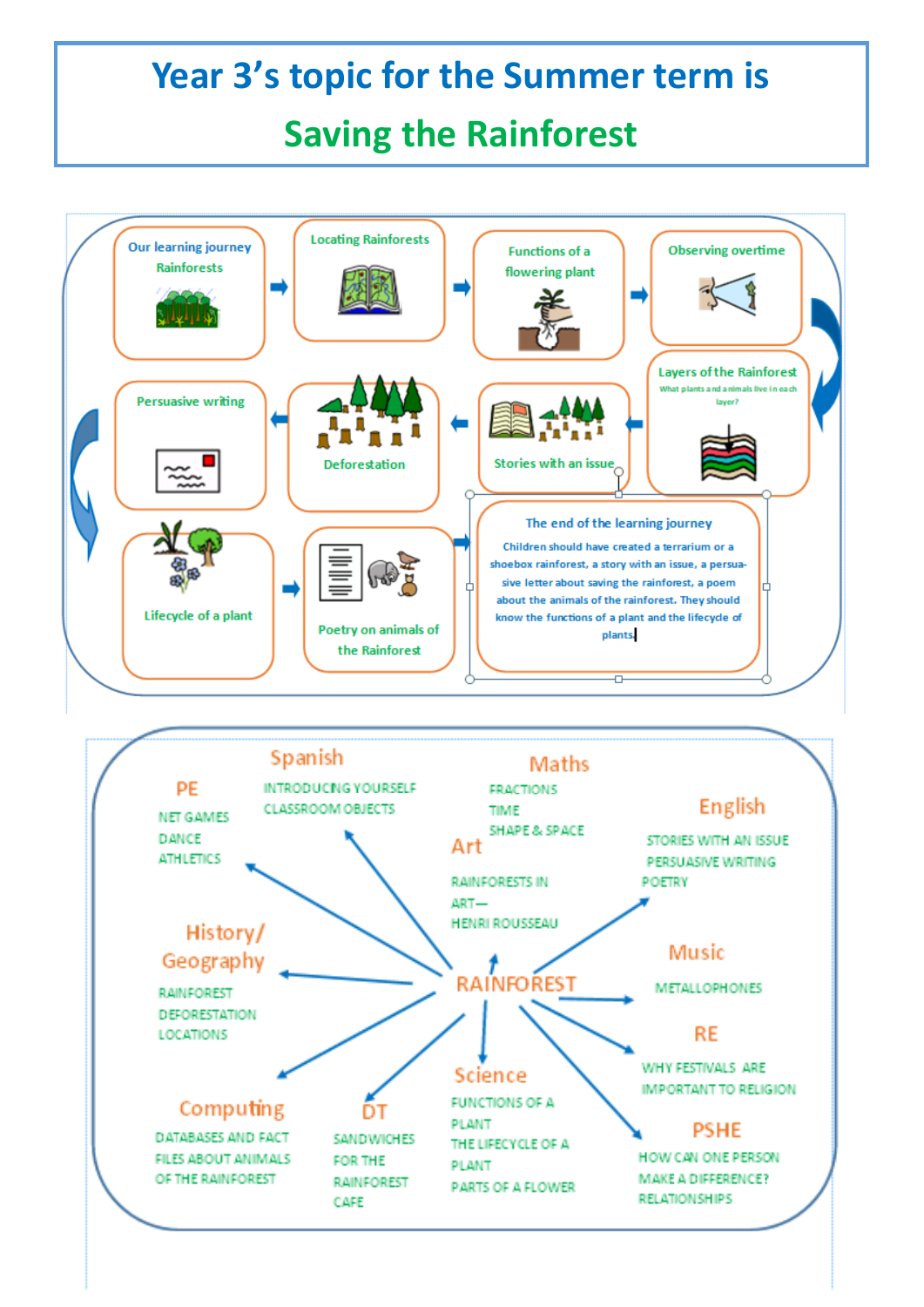# Year 3's topic for the Summer term is

# Saving the Rainforest

Our learning journey Rainforests

Locating Rainforests

Functions of a flowering plant

Observing overtime

Layers of the Rainforest

What plants and animals live in each layer?

Stories with an issue

Deforestation

Persuasive writing

Lifecycle of a plant

Poetry on animals of the Rainforest

The end of the learning journey

Children should have created a terrarium or a shoebox rainforest, a story with an issue, a persuasive letter about saving the rainforest, a poem about the animals of the rainforest. They should know the functions of a plant and the lifecycle of plants.

RAINFOREST

PE
NET GAMES
DANCE
ATHLETICS

Spanish
INTRODUCING YOURSELF
CLASSROOM OBJECTS

Maths
FRACTIONS
TIME
SHAPE & SPACE

Art
RAINFORESTS IN ART—
HENRI ROUSSEAU

English
STORIES WITH AN ISSUE
PERSUASIVE WRITING
POETRY

History/ Geography
RAINFOREST
DEFORESTATION
LOCATIONS

Music
METALLOPHONES

RE
WHY FESTIVALS ARE IMPORTANT TO RELIGION

Computing
DATABASES AND FACT FILES ABOUT ANIMALS OF THE RAINFOREST

DT
SANDWICHES FOR THE RAINFOREST CAFE

Science
FUNCTIONS OF A PLANT
THE LIFECYCLE OF A PLANT
PARTS OF A FLOWER

PSHE
HOW CAN ONE PERSON MAKE A DIFFERENCE?
RELATIONSHIPS